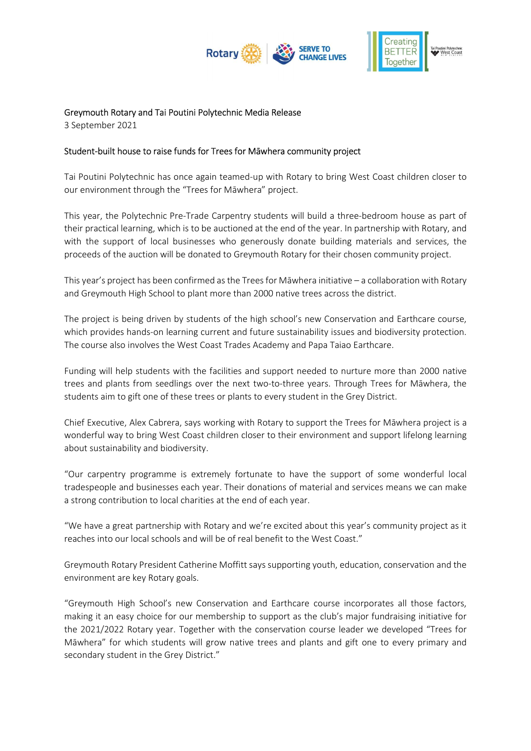Greymouth Rotary and Tai Poutini Polytechnic Media Release
3 September 2021

## Student-built house to raise funds for Trees for Māwhera community project

Tai Poutini Polytechnic has once again teamed-up with Rotary to bring West Coast children closer to our environment through the "Trees for Māwhera" project.

This year, the Polytechnic Pre-Trade Carpentry students will build a three-bedroom house as part of their practical learning, which is to be auctioned at the end of the year. In partnership with Rotary, and with the support of local businesses who generously donate building materials and services, the proceeds of the auction will be donated to Greymouth Rotary for their chosen community project.

This year's project has been confirmed as the Trees for Māwhera initiative – a collaboration with Rotary and Greymouth High School to plant more than 2000 native trees across the district.

The project is being driven by students of the high school's new Conservation and Earthcare course, which provides hands-on learning current and future sustainability issues and biodiversity protection. The course also involves the West Coast Trades Academy and Papa Taiao Earthcare.

Funding will help students with the facilities and support needed to nurture more than 2000 native trees and plants from seedlings over the next two-to-three years. Through Trees for Māwhera, the students aim to gift one of these trees or plants to every student in the Grey District.

Chief Executive, Alex Cabrera, says working with Rotary to support the Trees for Māwhera project is a wonderful way to bring West Coast children closer to their environment and support lifelong learning about sustainability and biodiversity.

"Our carpentry programme is extremely fortunate to have the support of some wonderful local tradespeople and businesses each year. Their donations of material and services means we can make a strong contribution to local charities at the end of each year.

"We have a great partnership with Rotary and we're excited about this year's community project as it reaches into our local schools and will be of real benefit to the West Coast."

Greymouth Rotary President Catherine Moffitt says supporting youth, education, conservation and the environment are key Rotary goals.

"Greymouth High School's new Conservation and Earthcare course incorporates all those factors, making it an easy choice for our membership to support as the club's major fundraising initiative for the 2021/2022 Rotary year. Together with the conservation course leader we developed "Trees for Māwhera" for which students will grow native trees and plants and gift one to every primary and secondary student in the Grey District."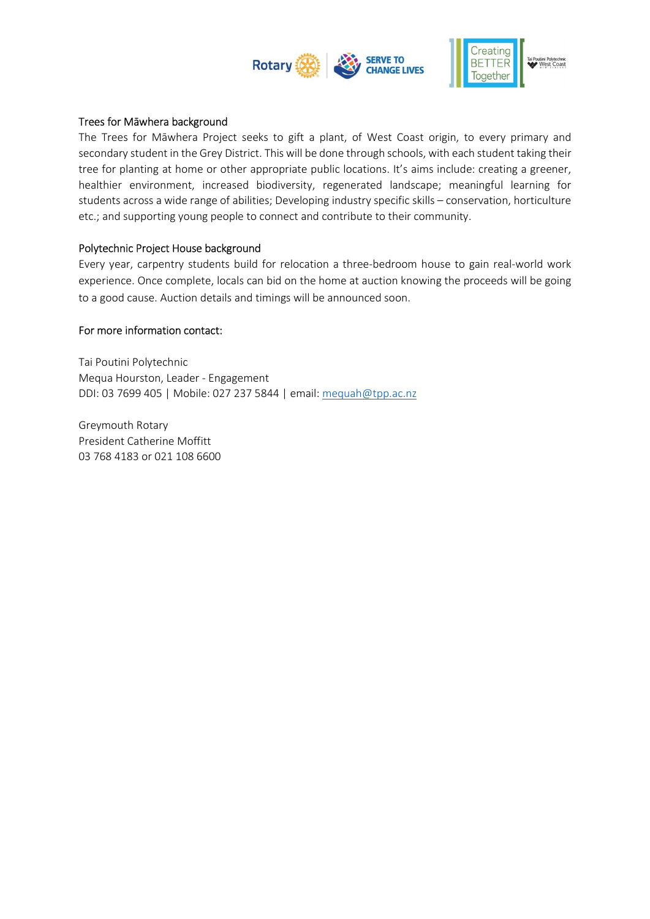Trees for Māwhera background

The Trees for Māwhera Project seeks to gift a plant, of West Coast origin, to every primary and secondary student in the Grey District. This will be done through schools, with each student taking their tree for planting at home or other appropriate public locations. It's aims include: creating a greener, healthier environment, increased biodiversity, regenerated landscape; meaningful learning for students across a wide range of abilities; Developing industry specific skills – conservation, horticulture etc.; and supporting young people to connect and contribute to their community.

Polytechnic Project House background

Every year, carpentry students build for relocation a three-bedroom house to gain real-world work experience. Once complete, locals can bid on the home at auction knowing the proceeds will be going to a good cause. Auction details and timings will be announced soon.

For more information contact:

Tai Poutini Polytechnic
Mequa Hourston, Leader - Engagement
DDI: 03 7699 405 | Mobile: 027 237 5844 | email: mequah@tpp.ac.nz

Greymouth Rotary
President Catherine Moffitt
03 768 4183 or 021 108 6600